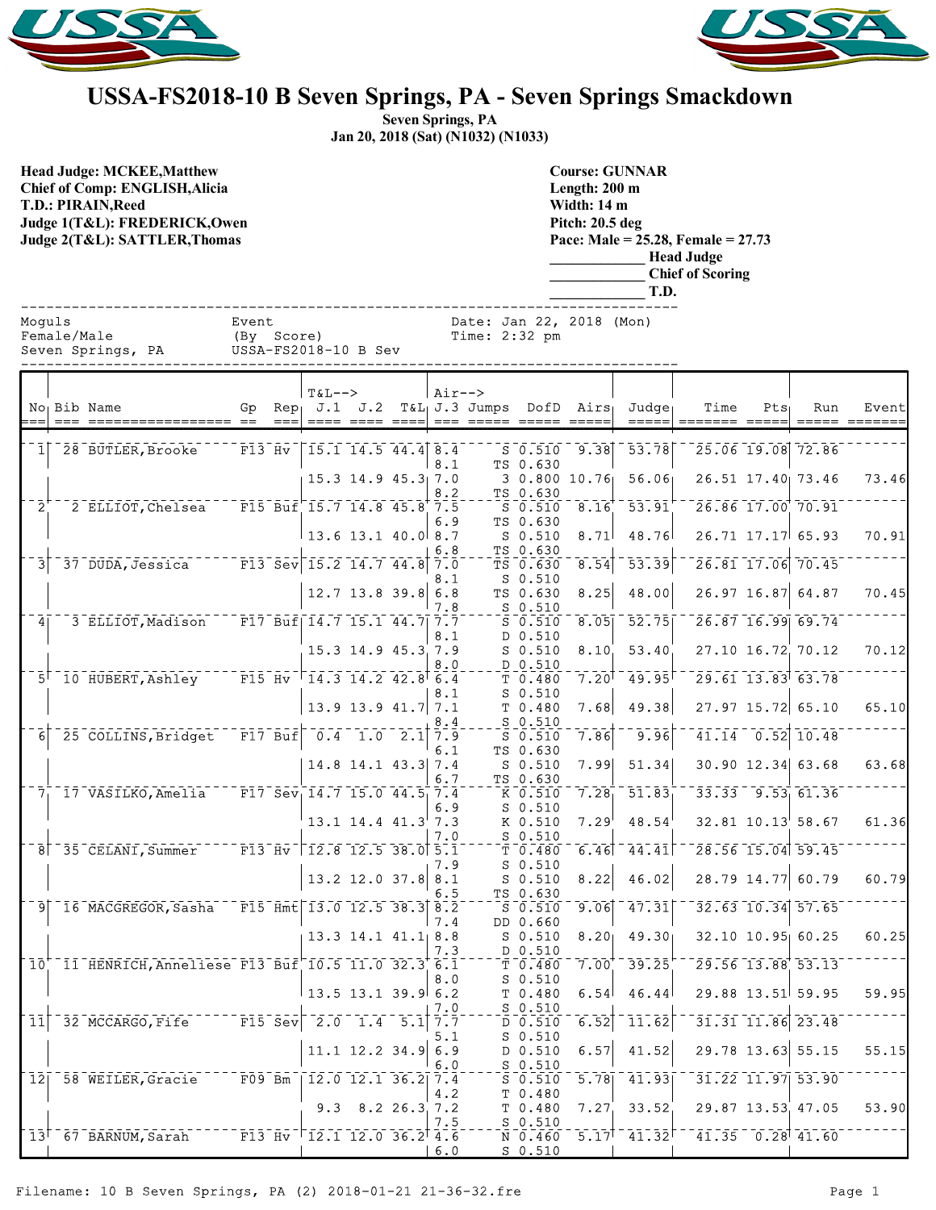# USSA-FS2018-10 B Seven Springs, PA - Seven Springs Smackdown

**Seven Springs, PA**
**Jan 20, 2018 (Sat) (N1032) (N1033)**

**Head Judge: MCKEE,Matthew**
**Chief of Comp: ENGLISH,Alicia**
**T.D.: PIRAIN,Reed**
**Judge 1(T&L): FREDERICK,Owen**
**Judge 2(T&L): SATTLER,Thomas**

**Course: GUNNAR**
**Length: 200 m**
**Width: 14 m**
**Pitch: 20.5 deg**
**Pace: Male = 25.28, Female = 27.73**
**_____________ Head Judge**
**_____________ Chief of Scoring**
**_____________ T.D.**

```
Moguls                    Event                     Date: Jan 22, 2018 (Mon)
Female/Male               (By  Score)               Time: 2:32 pm
Seven Springs, PA         USSA-FS2018-10 B Sev
```

| No | Bib | Name | Gp | Rep | T&L--> J.1 | J.2 | T&L | Air--> J.3 | Jumps | DofD | Airs | Judge | Time | Pts | Run | Event |
|---|---|---|---|---|---|---|---|---|---|---|---|---|---|---|---|---|
| 1 | 28 | BUTLER,Brooke | F13 | Hv | 15.1 | 14.5 | 44.4 | 8.4 | S | 0.510 | 9.38 | 53.78 | 25.06 | 19.08 | 72.86 | |
| | | | | | | | | 8.1 | TS | 0.630 | | | | | | |
| | | | | | 15.3 | 14.9 | 45.3 | 7.0 | 3 | 0.800 | 10.76 | 56.06 | 26.51 | 17.40 | 73.46 | 73.46 |
| | | | | | | | | 8.2 | TS | 0.630 | | | | | | |
| 2 | 2 | ELLIOT,Chelsea | F15 | Buf | 15.7 | 14.8 | 45.8 | 7.5 | S | 0.510 | 8.16 | 53.91 | 26.86 | 17.00 | 70.91 | |
| | | | | | | | | 6.9 | TS | 0.630 | | | | | | |
| | | | | | 13.6 | 13.1 | 40.0 | 8.7 | S | 0.510 | 8.71 | 48.76 | 26.71 | 17.17 | 65.93 | 70.91 |
| | | | | | | | | 6.8 | TS | 0.630 | | | | | | |
| 3 | 37 | DUDA,Jessica | F13 | Sev | 15.2 | 14.7 | 44.8 | 7.0 | TS | 0.630 | 8.54 | 53.39 | 26.81 | 17.06 | 70.45 | |
| | | | | | | | | 8.1 | S | 0.510 | | | | | | |
| | | | | | 12.7 | 13.8 | 39.8 | 6.8 | TS | 0.630 | 8.25 | 48.00 | 26.97 | 16.87 | 64.87 | 70.45 |
| | | | | | | | | 7.8 | S | 0.510 | | | | | | |
| 4 | 3 | ELLIOT,Madison | F17 | Buf | 14.7 | 15.1 | 44.7 | 7.7 | S | 0.510 | 8.05 | 52.75 | 26.87 | 16.99 | 69.74 | |
| | | | | | | | | 8.1 | D | 0.510 | | | | | | |
| | | | | | 15.3 | 14.9 | 45.3 | 7.9 | S | 0.510 | 8.10 | 53.40 | 27.10 | 16.72 | 70.12 | 70.12 |
| | | | | | | | | 8.0 | D | 0.510 | | | | | | |
| 5 | 10 | HUBERT,Ashley | F15 | Hv | 14.3 | 14.2 | 42.8 | 6.4 | T | 0.480 | 7.20 | 49.95 | 29.61 | 13.83 | 63.78 | |
| | | | | | | | | 8.1 | S | 0.510 | | | | | | |
| | | | | | 13.9 | 13.9 | 41.7 | 7.1 | T | 0.480 | 7.68 | 49.38 | 27.97 | 15.72 | 65.10 | 65.10 |
| | | | | | | | | 8.4 | S | 0.510 | | | | | | |
| 6 | 25 | COLLINS,Bridget | F17 | Buf | 0.4 | 1.0 | 2.1 | 7.9 | S | 0.510 | 7.86 | 9.96 | 41.14 | 0.52 | 10.48 | |
| | | | | | | | | 6.1 | TS | 0.630 | | | | | | |
| | | | | | 14.8 | 14.1 | 43.3 | 7.4 | S | 0.510 | 7.99 | 51.34 | 30.90 | 12.34 | 63.68 | 63.68 |
| | | | | | | | | 6.7 | TS | 0.630 | | | | | | |
| 7 | 17 | VASILKO,Amelia | F17 | Sev | 14.7 | 15.0 | 44.5 | 7.4 | K | 0.510 | 7.28 | 51.83 | 33.33 | 9.53 | 61.36 | |
| | | | | | | | | 6.9 | S | 0.510 | | | | | | |
| | | | | | 13.1 | 14.4 | 41.3 | 7.3 | K | 0.510 | 7.29 | 48.54 | 32.81 | 10.13 | 58.67 | 61.36 |
| | | | | | | | | 7.0 | S | 0.510 | | | | | | |
| 8 | 35 | CELANI,Summer | F13 | Hv | 12.8 | 12.5 | 38.0 | 5.1 | T | 0.480 | 6.46 | 44.41 | 28.56 | 15.04 | 59.45 | |
| | | | | | | | | 7.9 | S | 0.510 | | | | | | |
| | | | | | 13.2 | 12.0 | 37.8 | 8.1 | S | 0.510 | 8.22 | 46.02 | 28.79 | 14.77 | 60.79 | 60.79 |
| | | | | | | | | 6.5 | TS | 0.630 | | | | | | |
| 9 | 16 | MACGREGOR,Sasha | F15 | Hmt | 13.0 | 12.5 | 38.3 | 8.2 | S | 0.510 | 9.06 | 47.31 | 32.63 | 10.34 | 57.65 | |
| | | | | | | | | 7.4 | DD | 0.660 | | | | | | |
| | | | | | 13.3 | 14.1 | 41.1 | 8.8 | S | 0.510 | 8.20 | 49.30 | 32.10 | 10.95 | 60.25 | 60.25 |
| | | | | | | | | 7.3 | D | 0.510 | | | | | | |
| 10 | 11 | HENRICH,Anneliese | F13 | Buf | 10.5 | 11.0 | 32.3 | 6.1 | T | 0.480 | 7.00 | 39.25 | 29.56 | 13.88 | 53.13 | |
| | | | | | | | | 8.0 | S | 0.510 | | | | | | |
| | | | | | 13.5 | 13.1 | 39.9 | 6.2 | T | 0.480 | 6.54 | 46.44 | 29.88 | 13.51 | 59.95 | 59.95 |
| | | | | | | | | 7.0 | S | 0.510 | | | | | | |
| 11 | 32 | MCCARGO,Fife | F15 | Sev | 2.0 | 1.4 | 5.1 | 7.7 | D | 0.510 | 6.52 | 11.62 | 31.31 | 11.86 | 23.48 | |
| | | | | | | | | 5.1 | S | 0.510 | | | | | | |
| | | | | | 11.1 | 12.2 | 34.9 | 6.9 | D | 0.510 | 6.57 | 41.52 | 29.78 | 13.63 | 55.15 | 55.15 |
| | | | | | | | | 6.0 | S | 0.510 | | | | | | |
| 12 | 58 | WEILER,Gracie | F09 | Bm | 12.0 | 12.1 | 36.2 | 7.4 | S | 0.510 | 5.78 | 41.93 | 31.22 | 11.97 | 53.90 | |
| | | | | | | | | 4.2 | T | 0.480 | | | | | | |
| | | | | | 9.3 | 8.2 | 26.3 | 7.2 | T | 0.480 | 7.27 | 33.52 | 29.87 | 13.53 | 47.05 | 53.90 |
| | | | | | | | | 7.5 | S | 0.510 | | | | | | |
| 13 | 67 | BARNUM,Sarah | F13 | Hv | 12.1 | 12.0 | 36.2 | 4.6 | N | 0.460 | 5.17 | 41.32 | 41.35 | 0.28 | 41.60 | |
| | | | | | | | | 6.0 | S | 0.510 | | | | | | |

Filename: 10 B Seven Springs, PA (2) 2018-01-21 21-36-32.fre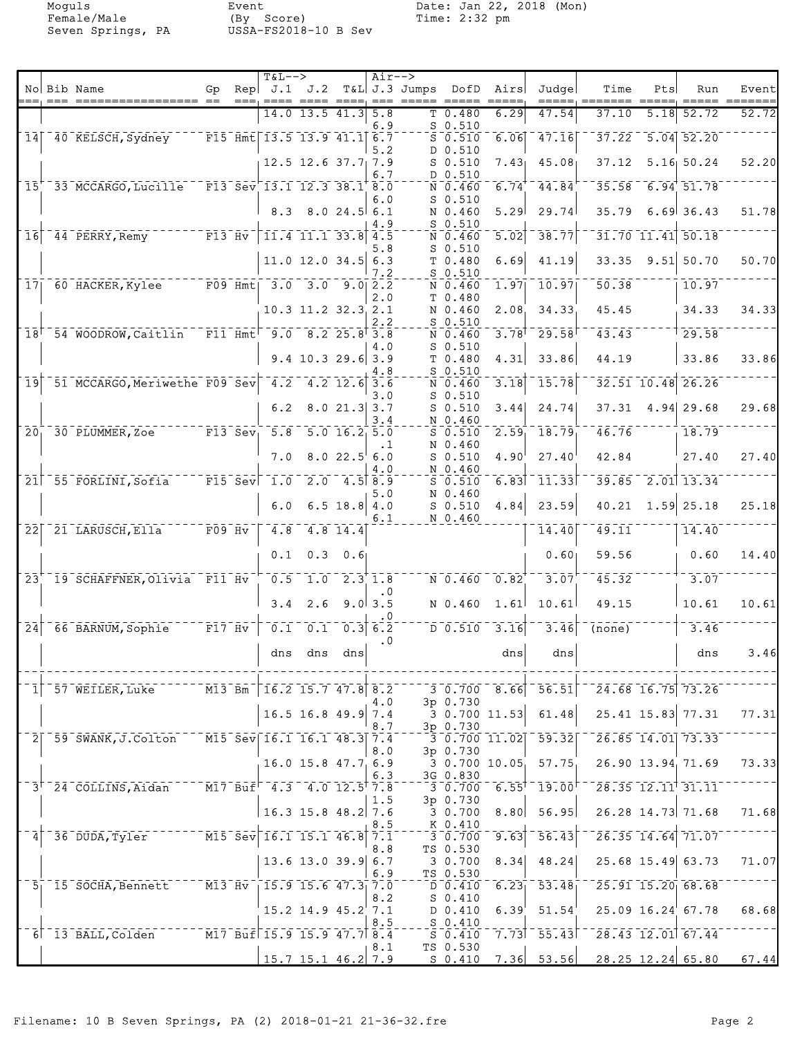Moguls
Female/Male
Seven Springs, PA

Event
(By Score)
USSA-FS2018-10 B Sev

Date: Jan 22, 2018 (Mon)
Time: 2:32 pm

| No | Bib | Name | Gp | Rep | T&L--> J.1 | J.2 | T&L | Air--> J.3 | Jumps | DofD | Airs | Judge | Time | Pts | Run | Event |
|---|---|---|---|---|---|---|---|---|---|---|---|---|---|---|---|---|
| | | | | | 14.0 | 13.5 | 41.3 | 5.8 | T | 0.480 | 6.29 | 47.54 | 37.10 | 5.18 | 52.72 | 52.72 |
| | | | | | | | | 6.9 | S | 0.510 | | | | | | |
| 14 | 40 | KELSCH, Sydney | F15 | Hmt | 13.5 | 13.9 | 41.1 | 6.7 | S | 0.510 | 6.06 | 47.16 | 37.22 | 5.04 | 52.20 | |
| | | | | | | | | 5.2 | D | 0.510 | | | | | | |
| | | | | | 12.5 | 12.6 | 37.7 | 7.9 | S | 0.510 | 7.43 | 45.08 | 37.12 | 5.16 | 50.24 | 52.20 |
| | | | | | | | | 6.7 | D | 0.510 | | | | | | |
| 15 | 33 | MCCARGO, Lucille | F13 | Sev | 13.1 | 12.3 | 38.1 | 8.0 | N | 0.460 | 6.74 | 44.84 | 35.58 | 6.94 | 51.78 | |
| | | | | | | | | 6.0 | S | 0.510 | | | | | | |
| | | | | | 8.3 | 8.0 | 24.5 | 6.1 | N | 0.460 | 5.29 | 29.74 | 35.79 | 6.69 | 36.43 | 51.78 |
| | | | | | | | | 4.9 | S | 0.510 | | | | | | |
| 16 | 44 | PERRY, Remy | F13 | Hv | 11.4 | 11.1 | 33.8 | 4.5 | N | 0.460 | 5.02 | 38.77 | 31.70 | 11.41 | 50.18 | |
| | | | | | | | | 5.8 | S | 0.510 | | | | | | |
| | | | | | 11.0 | 12.0 | 34.5 | 6.3 | T | 0.480 | 6.69 | 41.19 | 33.35 | 9.51 | 50.70 | 50.70 |
| | | | | | | | | 7.2 | S | 0.510 | | | | | | |
| 17 | 60 | HACKER, Kylee | F09 | Hmt | 3.0 | 3.0 | 9.0 | 2.2 | N | 0.460 | 1.97 | 10.97 | 50.38 | | 10.97 | |
| | | | | | | | | 2.0 | T | 0.480 | | | | | | |
| | | | | | 10.3 | 11.2 | 32.3 | 2.1 | N | 0.460 | 2.08 | 34.33 | 45.45 | | 34.33 | 34.33 |
| | | | | | | | | 2.2 | S | 0.510 | | | | | | |
| 18 | 54 | WOODROW, Caitlin | F11 | Hmt | 9.0 | 8.2 | 25.8 | 3.8 | N | 0.460 | 3.78 | 29.58 | 43.43 | | 29.58 | |
| | | | | | | | | 4.0 | S | 0.510 | | | | | | |
| | | | | | 9.4 | 10.3 | 29.6 | 3.9 | T | 0.480 | 4.31 | 33.86 | 44.19 | | 33.86 | 33.86 |
| | | | | | | | | 4.8 | S | 0.510 | | | | | | |
| 19 | 51 | MCCARGO, Meriwethe | F09 | Sev | 4.2 | 4.2 | 12.6 | 3.6 | N | 0.460 | 3.18 | 15.78 | 32.51 | 10.48 | 26.26 | |
| | | | | | | | | 3.0 | S | 0.510 | | | | | | |
| | | | | | 6.2 | 8.0 | 21.3 | 3.7 | S | 0.510 | 3.44 | 24.74 | 37.31 | 4.94 | 29.68 | 29.68 |
| | | | | | | | | 3.4 | N | 0.460 | | | | | | |
| 20 | 30 | PLUMMER, Zoe | F13 | Sev | 5.8 | 5.0 | 16.2 | 5.0 | S | 0.510 | 2.59 | 18.79 | 46.76 | | 18.79 | |
| | | | | | | | | .1 | N | 0.460 | | | | | | |
| | | | | | 7.0 | 8.0 | 22.5 | 6.0 | S | 0.510 | 4.90 | 27.40 | 42.84 | | 27.40 | 27.40 |
| | | | | | | | | 4.0 | N | 0.460 | | | | | | |
| 21 | 55 | FORLINI, Sofia | F15 | Sev | 1.0 | 2.0 | 4.5 | 8.9 | S | 0.510 | 6.83 | 11.33 | 39.85 | 2.01 | 13.34 | |
| | | | | | | | | 5.0 | N | 0.460 | | | | | | |
| | | | | | 6.0 | 6.5 | 18.8 | 4.0 | S | 0.510 | 4.84 | 23.59 | 40.21 | 1.59 | 25.18 | 25.18 |
| | | | | | | | | 6.1 | N | 0.460 | | | | | | |
| 22 | 21 | LARUSCH, Ella | F09 | Hv | 4.8 | 4.8 | 14.4 | | | | | 14.40 | 49.11 | | 14.40 | |
| | | | | | 0.1 | 0.3 | 0.6 | | | | | 0.60 | 59.56 | | 0.60 | 14.40 |
| 23 | 19 | SCHAFFNER, Olivia | F11 | Hv | 0.5 | 1.0 | 2.3 | 1.8 | N | 0.460 | 0.82 | 3.07 | 45.32 | | 3.07 | |
| | | | | | | | | .0 | | | | | | | | |
| | | | | | 3.4 | 2.6 | 9.0 | 3.5 | N | 0.460 | 1.61 | 10.61 | 49.15 | | 10.61 | 10.61 |
| | | | | | | | | .0 | | | | | | | | |
| 24 | 66 | BARNUM, Sophie | F17 | Hv | 0.1 | 0.1 | 0.3 | 6.2 | D | 0.510 | 3.16 | 3.46 | (none) | | 3.46 | |
| | | | | | | | | .0 | | | | | | | | |
| | | | | | dns | dns | dns | | | | dns | dns | | | dns | 3.46 |
| 1 | 57 | WEILER, Luke | M13 | Bm | 16.2 | 15.7 | 47.8 | 8.2 | 3 | 0.700 | 8.66 | 56.51 | 24.68 | 16.75 | 73.26 | |
| | | | | | | | | 4.0 | 3p | 0.730 | | | | | | |
| | | | | | 16.5 | 16.8 | 49.9 | 7.4 | 3 | 0.700 | 11.53 | 61.48 | 25.41 | 15.83 | 77.31 | 77.31 |
| | | | | | | | | 8.7 | 3p | 0.730 | | | | | | |
| 2 | 59 | SWANK, J.Colton | M15 | Sev | 16.1 | 16.1 | 48.3 | 7.4 | 3 | 0.700 | 11.02 | 59.32 | 26.85 | 14.01 | 73.33 | |
| | | | | | | | | 8.0 | 3p | 0.730 | | | | | | |
| | | | | | 16.0 | 15.8 | 47.7 | 6.9 | 3 | 0.700 | 10.05 | 57.75 | 26.90 | 13.94 | 71.69 | 73.33 |
| | | | | | | | | 6.3 | 3G | 0.830 | | | | | | |
| 3 | 24 | COLLINS, Aidan | M17 | Buf | 4.3 | 4.0 | 12.5 | 7.8 | 3 | 0.700 | 6.55 | 19.00 | 28.35 | 12.11 | 31.11 | |
| | | | | | | | | 1.5 | 3p | 0.730 | | | | | | |
| | | | | | 16.3 | 15.8 | 48.2 | 7.6 | 3 | 0.700 | 8.80 | 56.95 | 26.28 | 14.73 | 71.68 | 71.68 |
| | | | | | | | | 8.5 | K | 0.410 | | | | | | |
| 4 | 36 | DUDA, Tyler | M15 | Sev | 16.1 | 15.1 | 46.8 | 7.1 | 3 | 0.700 | 9.63 | 56.43 | 26.35 | 14.64 | 71.07 | |
| | | | | | | | | 8.8 | TS | 0.530 | | | | | | |
| | | | | | 13.6 | 13.0 | 39.9 | 6.7 | 3 | 0.700 | 8.34 | 48.24 | 25.68 | 15.49 | 63.73 | 71.07 |
| | | | | | | | | 6.9 | TS | 0.530 | | | | | | |
| 5 | 15 | SOCHA, Bennett | M13 | Hv | 15.9 | 15.6 | 47.3 | 7.0 | D | 0.410 | 6.23 | 53.48 | 25.91 | 15.20 | 68.68 | |
| | | | | | | | | 8.2 | S | 0.410 | | | | | | |
| | | | | | 15.2 | 14.9 | 45.2 | 7.1 | D | 0.410 | 6.39 | 51.54 | 25.09 | 16.24 | 67.78 | 68.68 |
| | | | | | | | | 8.5 | S | 0.410 | | | | | | |
| 6 | 13 | BALL, Colden | M17 | Buf | 15.9 | 15.9 | 47.7 | 8.4 | S | 0.410 | 7.73 | 55.43 | 28.43 | 12.01 | 67.44 | |
| | | | | | | | | 8.1 | TS | 0.530 | | | | | | |
| | | | | | 15.7 | 15.1 | 46.2 | 7.9 | S | 0.410 | 7.36 | 53.56 | 28.25 | 12.24 | 65.80 | 67.44 |

Filename: 10 B Seven Springs, PA (2) 2018-01-21 21-36-32.fre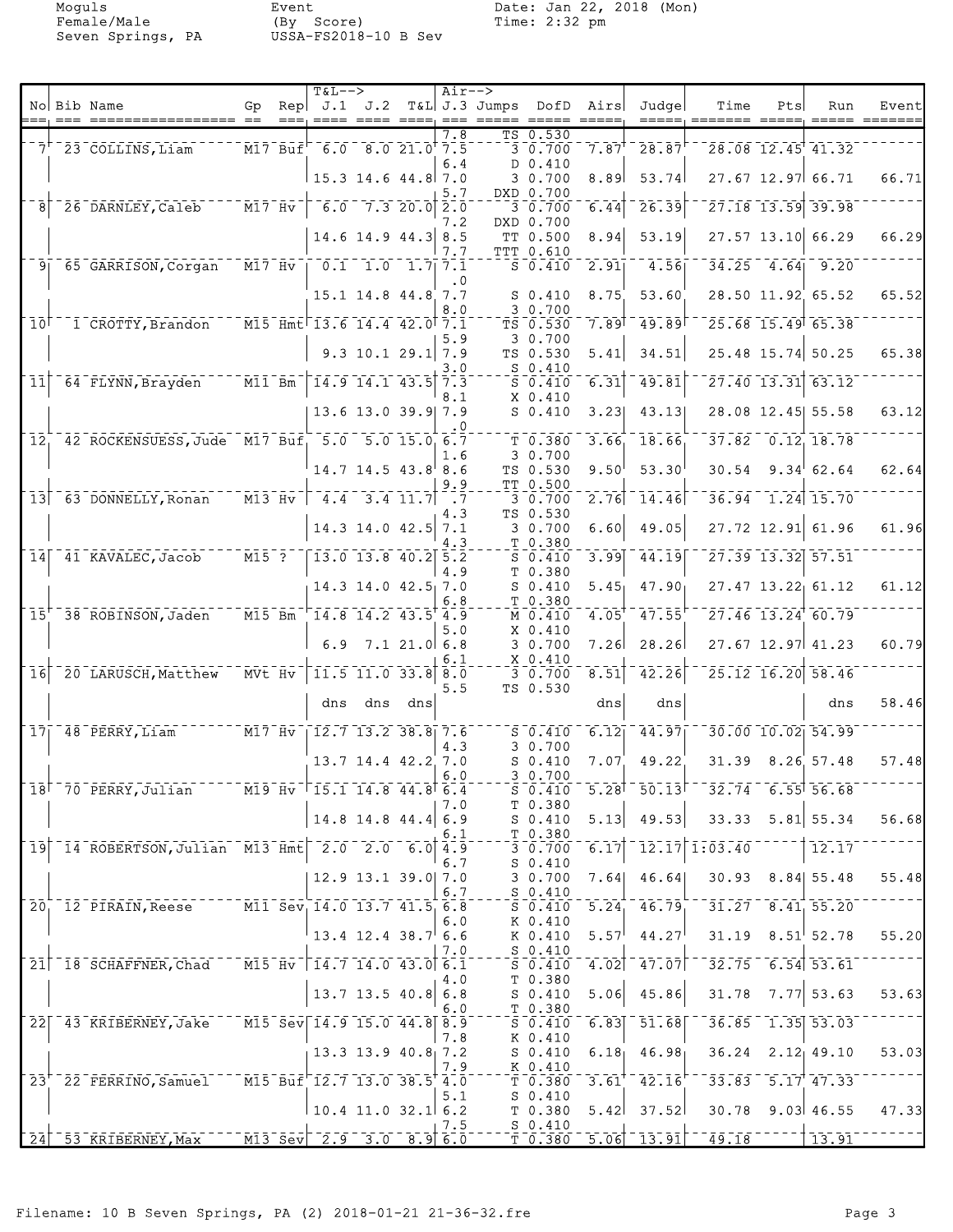Moguls
Female/Male
Seven Springs, PA

Event
(By Score)
USSA-FS2018-10 B Sev

Date: Jan 22, 2018 (Mon)
Time: 2:32 pm

| No | Bib | Name | Gp | Rep | J.1 | J.2 | T&L | J.3 | Jumps | DofD | Airs | Judge | Time | Pts | Run | Event |
|---|---|---|---|---|---|---|---|---|---|---|---|---|---|---|---|---|
| | | | | | | | | 7.8 | TS | 0.530 | | | | | | |
| 7 | 23 | COLLINS, Liam | M17 | Buf | 6.0 | 8.0 | 21.0 | 7.5 | 3 | 0.700 | 7.87 | 28.87 | 28.08 | 12.45 | 41.32 | |
| | | | | | | | | 6.4 | D | 0.410 | | | | | | |
| | | | | | 15.3 | 14.6 | 44.8 | 7.0 | 3 | 0.700 | 8.89 | 53.74 | 27.67 | 12.97 | 66.71 | 66.71 |
| | | | | | | | | 5.7 | DXD | 0.700 | | | | | | |
| 8 | 26 | DARNLEY, Caleb | M17 | Hv | 6.0 | 7.3 | 20.0 | 2.0 | 3 | 0.700 | 6.44 | 26.39 | 27.18 | 13.59 | 39.98 | |
| | | | | | | | | 7.2 | DXD | 0.700 | | | | | | |
| | | | | | 14.6 | 14.9 | 44.3 | 8.5 | TT | 0.500 | 8.94 | 53.19 | 27.57 | 13.10 | 66.29 | 66.29 |
| | | | | | | | | 7.7 | TTT | 0.610 | | | | | | |
| 9 | 65 | GARRISON, Corgan | M17 | Hv | 0.1 | 1.0 | 1.7 | 7.1 | S | 0.410 | 2.91 | 4.56 | 34.25 | 4.64 | 9.20 | |
| | | | | | | | | .0 | | | | | | | | |
| | | | | | 15.1 | 14.8 | 44.8 | 7.7 | S | 0.410 | 8.75 | 53.60 | 28.50 | 11.92 | 65.52 | 65.52 |
| | | | | | | | | 8.0 | 3 | 0.700 | | | | | | |
| 10 | 1 | CROTTY, Brandon | M15 | Hmt | 13.6 | 14.4 | 42.0 | 7.1 | TS | 0.530 | 7.89 | 49.89 | 25.68 | 15.49 | 65.38 | |
| | | | | | | | | 5.9 | 3 | 0.700 | | | | | | |
| | | | | | 9.3 | 10.1 | 29.1 | 7.9 | TS | 0.530 | 5.41 | 34.51 | 25.48 | 15.74 | 50.25 | 65.38 |
| | | | | | | | | 3.0 | S | 0.410 | | | | | | |
| 11 | 64 | FLYNN, Brayden | M11 | Bm | 14.9 | 14.1 | 43.5 | 7.3 | S | 0.410 | 6.31 | 49.81 | 27.40 | 13.31 | 63.12 | |
| | | | | | | | | 8.1 | X | 0.410 | | | | | | |
| | | | | | 13.6 | 13.0 | 39.9 | 7.9 | S | 0.410 | 3.23 | 43.13 | 28.08 | 12.45 | 55.58 | 63.12 |
| | | | | | | | | .0 | | | | | | | | |
| 12 | 42 | ROCKENSUESS, Jude | M17 | Buf | 5.0 | 5.0 | 15.0 | 6.7 | T | 0.380 | 3.66 | 18.66 | 37.82 | 0.12 | 18.78 | |
| | | | | | | | | 1.6 | 3 | 0.700 | | | | | | |
| | | | | | 14.7 | 14.5 | 43.8 | 8.6 | TS | 0.530 | 9.50 | 53.30 | 30.54 | 9.34 | 62.64 | 62.64 |
| | | | | | | | | 9.9 | TT | 0.500 | | | | | | |
| 13 | 63 | DONNELLY, Ronan | M13 | Hv | 4.4 | 3.4 | 11.7 | .7 | 3 | 0.700 | 2.76 | 14.46 | 36.94 | 1.24 | 15.70 | |
| | | | | | | | | 4.3 | TS | 0.530 | | | | | | |
| | | | | | 14.3 | 14.0 | 42.5 | 7.1 | 3 | 0.700 | 6.60 | 49.05 | 27.72 | 12.91 | 61.96 | 61.96 |
| | | | | | | | | 4.3 | T | 0.380 | | | | | | |
| 14 | 41 | KAVALEC, Jacob | M15 | ? | 13.0 | 13.8 | 40.2 | 5.2 | S | 0.410 | 3.99 | 44.19 | 27.39 | 13.32 | 57.51 | |
| | | | | | | | | 4.9 | T | 0.380 | | | | | | |
| | | | | | 14.3 | 14.0 | 42.5 | 7.0 | S | 0.410 | 5.45 | 47.90 | 27.47 | 13.22 | 61.12 | 61.12 |
| | | | | | | | | 6.8 | T | 0.380 | | | | | | |
| 15 | 38 | ROBINSON, Jaden | M15 | Bm | 14.8 | 14.2 | 43.5 | 4.9 | M | 0.410 | 4.05 | 47.55 | 27.46 | 13.24 | 60.79 | |
| | | | | | | | | 5.0 | X | 0.410 | | | | | | |
| | | | | | 6.9 | 7.1 | 21.0 | 6.8 | 3 | 0.700 | 7.26 | 28.26 | 27.67 | 12.97 | 41.23 | 60.79 |
| | | | | | | | | 6.1 | X | 0.410 | | | | | | |
| 16 | 20 | LARUSCH, Matthew | MVt | Hv | 11.5 | 11.0 | 33.8 | 8.0 | 3 | 0.700 | 8.51 | 42.26 | 25.12 | 16.20 | 58.46 | |
| | | | | | | | | 5.5 | TS | 0.530 | | | | | | |
| | | | | | dns | dns | dns | | | | dns | dns | | | dns | 58.46 |
| 17 | 48 | PERRY, Liam | M17 | Hv | 12.7 | 13.2 | 38.8 | 7.6 | S | 0.410 | 6.12 | 44.97 | 30.00 | 10.02 | 54.99 | |
| | | | | | | | | 4.3 | 3 | 0.700 | | | | | | |
| | | | | | 13.7 | 14.4 | 42.2 | 7.0 | S | 0.410 | 7.07 | 49.22 | 31.39 | 8.26 | 57.48 | 57.48 |
| | | | | | | | | 6.0 | 3 | 0.700 | | | | | | |
| 18 | 70 | PERRY, Julian | M19 | Hv | 15.1 | 14.8 | 44.8 | 6.4 | S | 0.410 | 5.28 | 50.13 | 32.74 | 6.55 | 56.68 | |
| | | | | | | | | 7.0 | T | 0.380 | | | | | | |
| | | | | | 14.8 | 14.8 | 44.4 | 6.9 | S | 0.410 | 5.13 | 49.53 | 33.33 | 5.81 | 55.34 | 56.68 |
| | | | | | | | | 6.1 | T | 0.380 | | | | | | |
| 19 | 14 | ROBERTSON, Julian | M13 | Hmt | 2.0 | 2.0 | 6.0 | 4.9 | 3 | 0.700 | 6.17 | 12.17 | 1:03.40 | | 12.17 | |
| | | | | | | | | 6.7 | S | 0.410 | | | | | | |
| | | | | | 12.9 | 13.1 | 39.0 | 7.0 | 3 | 0.700 | 7.64 | 46.64 | 30.93 | 8.84 | 55.48 | 55.48 |
| | | | | | | | | 6.7 | S | 0.410 | | | | | | |
| 20 | 12 | PIRAIN, Reese | M11 | Sev | 14.0 | 13.7 | 41.5 | 6.8 | S | 0.410 | 5.24 | 46.79 | 31.27 | 8.41 | 55.20 | |
| | | | | | | | | 6.0 | K | 0.410 | | | | | | |
| | | | | | 13.4 | 12.4 | 38.7 | 6.6 | K | 0.410 | 5.57 | 44.27 | 31.19 | 8.51 | 52.78 | 55.20 |
| | | | | | | | | 7.0 | S | 0.410 | | | | | | |
| 21 | 18 | SCHAFFNER, Chad | M15 | Hv | 14.7 | 14.0 | 43.0 | 6.1 | S | 0.410 | 4.02 | 47.07 | 32.75 | 6.54 | 53.61 | |
| | | | | | | | | 4.0 | T | 0.380 | | | | | | |
| | | | | | 13.7 | 13.5 | 40.8 | 6.8 | S | 0.410 | 5.06 | 45.86 | 31.78 | 7.77 | 53.63 | 53.63 |
| | | | | | | | | 6.0 | T | 0.380 | | | | | | |
| 22 | 43 | KRIBERNEY, Jake | M15 | Sev | 14.9 | 15.0 | 44.8 | 8.9 | S | 0.410 | 6.83 | 51.68 | 36.85 | 1.35 | 53.03 | |
| | | | | | | | | 7.8 | K | 0.410 | | | | | | |
| | | | | | 13.3 | 13.9 | 40.8 | 7.2 | S | 0.410 | 6.18 | 46.98 | 36.24 | 2.12 | 49.10 | 53.03 |
| | | | | | | | | 7.9 | K | 0.410 | | | | | | |
| 23 | 22 | FERRINO, Samuel | M15 | Buf | 12.7 | 13.0 | 38.5 | 4.0 | T | 0.380 | 3.61 | 42.16 | 33.83 | 5.17 | 47.33 | |
| | | | | | | | | 5.1 | S | 0.410 | | | | | | |
| | | | | | 10.4 | 11.0 | 32.1 | 6.2 | T | 0.380 | 5.42 | 37.52 | 30.78 | 9.03 | 46.55 | 47.33 |
| | | | | | | | | 7.5 | S | 0.410 | | | | | | |
| 24 | 53 | KRIBERNEY, Max | M13 | Sev | 2.9 | 3.0 | 8.9 | 6.0 | T | 0.380 | 5.06 | 13.91 | 49.18 | | 13.91 | |

Filename: 10 B Seven Springs, PA (2) 2018-01-21 21-36-32.fre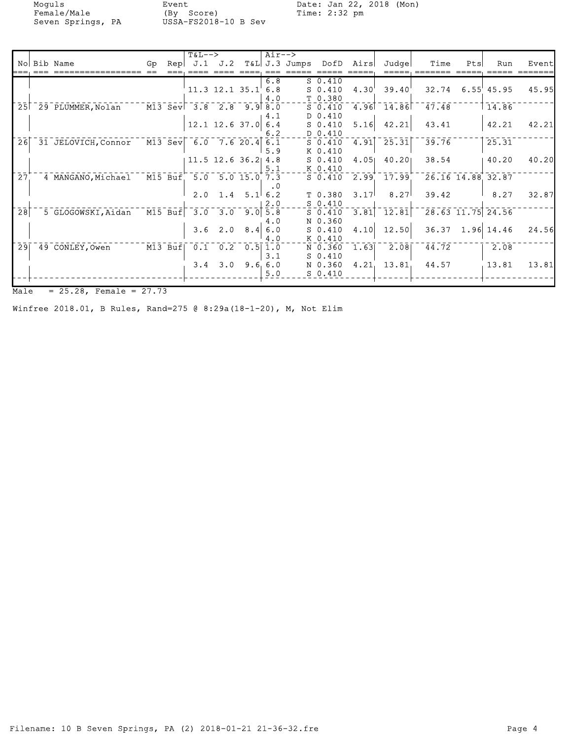Moguls
Female/Male
Seven Springs, PA

Event
(By Score)
USSA-FS2018-10 B Sev

Date: Jan 22, 2018 (Mon)
Time: 2:32 pm

| No | Bib | Name | Gp | Rep | T&L--> J.1 | J.2 | T&L | Air--> J.3 | Jumps | DofD | Airs | Judge | Time | Pts | Run | Event |
|---|---|---|---|---|---|---|---|---|---|---|---|---|---|---|---|---|
| | | | | | | | | 6.8 | S | 0.410 | | | | | | |
| | | | | | 11.3 | 12.1 | 35.1 | 6.8 | S | 0.410 | 4.30 | 39.40 | 32.74 | 6.55 | 45.95 | 45.95 |
| | | | | | | | | 4.0 | T | 0.380 | | | | | | |
| 25 | 29 | PLUMMER, Nolan | M13 | Sev | 3.8 | 2.8 | 9.9 | 8.0 | S | 0.410 | 4.96 | 14.86 | 47.48 | | 14.86 | |
| | | | | | | | | 4.1 | D | 0.410 | | | | | | |
| | | | | | 12.1 | 12.6 | 37.0 | 6.4 | S | 0.410 | 5.16 | 42.21 | 43.41 | | 42.21 | 42.21 |
| | | | | | | | | 6.2 | D | 0.410 | | | | | | |
| 26 | 31 | JELOVICH, Connor | M13 | Sev | 6.0 | 7.6 | 20.4 | 6.1 | S | 0.410 | 4.91 | 25.31 | 39.76 | | 25.31 | |
| | | | | | | | | 5.9 | K | 0.410 | | | | | | |
| | | | | | 11.5 | 12.6 | 36.2 | 4.8 | S | 0.410 | 4.05 | 40.20 | 38.54 | | 40.20 | 40.20 |
| | | | | | | | | 5.1 | K | 0.410 | | | | | | |
| 27 | 4 | MANGANO, Michael | M15 | Buf | 5.0 | 5.0 | 15.0 | 7.3 | S | 0.410 | 2.99 | 17.99 | 26.16 | 14.88 | 32.87 | |
| | | | | | | | | .0 | | | | | | | | |
| | | | | | 2.0 | 1.4 | 5.1 | 6.2 | T | 0.380 | 3.17 | 8.27 | 39.42 | | 8.27 | 32.87 |
| | | | | | | | | 2.0 | S | 0.410 | | | | | | |
| 28 | 5 | GLOGOWSKI, Aidan | M15 | Buf | 3.0 | 3.0 | 9.0 | 5.8 | S | 0.410 | 3.81 | 12.81 | 28.63 | 11.75 | 24.56 | |
| | | | | | | | | 4.0 | N | 0.360 | | | | | | |
| | | | | | 3.6 | 2.0 | 8.4 | 6.0 | S | 0.410 | 4.10 | 12.50 | 36.37 | 1.96 | 14.46 | 24.56 |
| | | | | | | | | 4.0 | K | 0.410 | | | | | | |
| 29 | 49 | CONLEY, Owen | M13 | Buf | 0.1 | 0.2 | 0.5 | 1.0 | N | 0.360 | 1.63 | 2.08 | 44.72 | | 2.08 | |
| | | | | | | | | 3.1 | S | 0.410 | | | | | | |
| | | | | | 3.4 | 3.0 | 9.6 | 6.0 | N | 0.360 | 4.21 | 13.81 | 44.57 | | 13.81 | 13.81 |
| | | | | | | | | 5.0 | S | 0.410 | | | | | | |

Male = 25.28, Female = 27.73

Winfree 2018.01, B Rules, Rand=275 @ 8:29a(18-1-20), M, Not Elim

Filename: 10 B Seven Springs, PA (2) 2018-01-21 21-36-32.fre